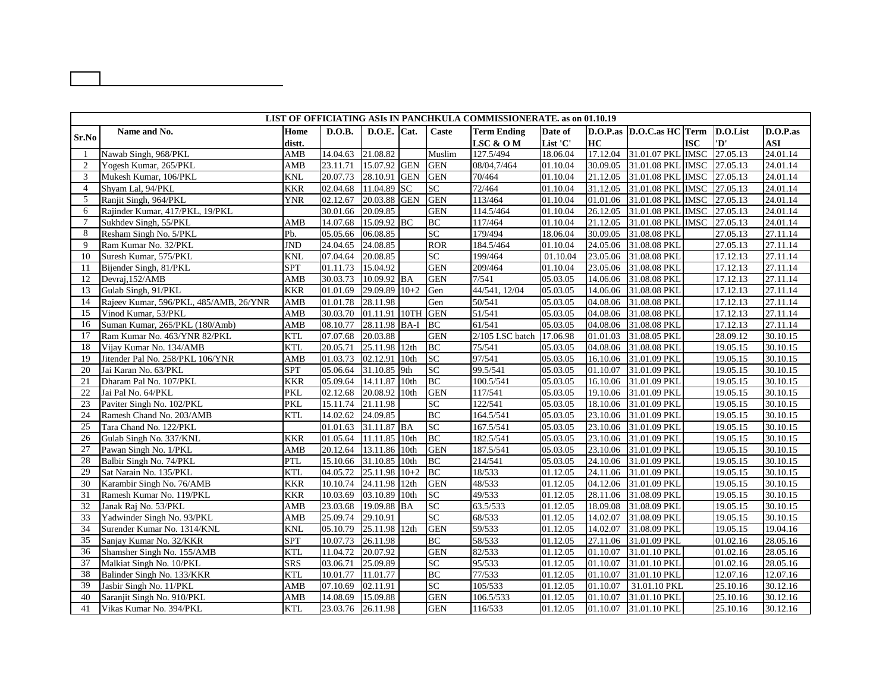| LIST OF OFFICIATING ASIs IN PANCHKULA COMMISSIONERATE. as on 01.10.19 | | | | | | | | | | | | | | |
|---|---|---|---|---|---|---|---|---|---|---|---|---|---|---|
| Sr.No | Name and No. | Home distt. | D.O.B. | D.O.E. | Cat. | Caste | Term Ending LSC & O M | Date of List 'C' | D.O.P.as HC | D.O.C.as HC | Term ISC | D.O.List 'D' | D.O.P.as ASI |
| 1 | Nawab Singh, 968/PKL | AMB | 14.04.63 | 21.08.82 | | Muslim | 127.5/494 | 18.06.04 | 17.12.04 | 31.01.07 PKL | IMSC | 27.05.13 | 24.01.14 |
| 2 | Yogesh Kumar, 265/PKL | AMB | 23.11.71 | 15.07.92 | GEN | GEN | 08/04,7/464 | 01.10.04 | 30.09.05 | 31.01.08 PKL | IMSC | 27.05.13 | 24.01.14 |
| 3 | Mukesh Kumar, 106/PKL | KNL | 20.07.73 | 28.10.91 | GEN | GEN | 70/464 | 01.10.04 | 21.12.05 | 31.01.08 PKL | IMSC | 27.05.13 | 24.01.14 |
| 4 | Shyam Lal, 94/PKL | KKR | 02.04.68 | 11.04.89 | SC | SC | 72/464 | 01.10.04 | 31.12.05 | 31.01.08 PKL | IMSC | 27.05.13 | 24.01.14 |
| 5 | Ranjit Singh, 964/PKL | YNR | 02.12.67 | 20.03.88 | GEN | GEN | 113/464 | 01.10.04 | 01.01.06 | 31.01.08 PKL | IMSC | 27.05.13 | 24.01.14 |
| 6 | Rajinder Kumar, 417/PKL, 19/PKL | | 30.01.66 | 20.09.85 | | GEN | 114.5/464 | 01.10.04 | 26.12.05 | 31.01.08 PKL | IMSC | 27.05.13 | 24.01.14 |
| 7 | Sukhdev Singh, 55/PKL | AMB | 14.07.68 | 15.09.92 | BC | BC | 117/464 | 01.10.04 | 21.12.05 | 31.01.08 PKL | IMSC | 27.05.13 | 24.01.14 |
| 8 | Resham Singh No. 5/PKL | Pb. | 05.05.66 | 06.08.85 | | SC | 179/494 | 18.06.04 | 30.09.05 | 31.08.08 PKL | | 27.05.13 | 27.11.14 |
| 9 | Ram Kumar No. 32/PKL | JND | 24.04.65 | 24.08.85 | | ROR | 184.5/464 | 01.10.04 | 24.05.06 | 31.08.08 PKL | | 27.05.13 | 27.11.14 |
| 10 | Suresh Kumar, 575/PKL | KNL | 07.04.64 | 20.08.85 | | SC | 199/464 | 01.10.04 | 23.05.06 | 31.08.08 PKL | | 17.12.13 | 27.11.14 |
| 11 | Bijender Singh, 81/PKL | SPT | 01.11.73 | 15.04.92 | | GEN | 209/464 | 01.10.04 | 23.05.06 | 31.08.08 PKL | | 17.12.13 | 27.11.14 |
| 12 | Devraj,152/AMB | AMB | 30.03.73 | 10.09.92 | BA | GEN | 7/541 | 05.03.05 | 14.06.06 | 31.08.08 PKL | | 17.12.13 | 27.11.14 |
| 13 | Gulab Singh, 91/PKL | KKR | 01.01.69 | 29.09.89 | 10+2 | Gen | 44/541, 12/04 | 05.03.05 | 14.06.06 | 31.08.08 PKL | | 17.12.13 | 27.11.14 |
| 14 | Rajeev Kumar, 596/PKL, 485/AMB, 26/YNR | AMB | 01.01.78 | 28.11.98 | | Gen | 50/541 | 05.03.05 | 04.08.06 | 31.08.08 PKL | | 17.12.13 | 27.11.14 |
| 15 | Vinod Kumar, 53/PKL | AMB | 30.03.70 | 01.11.91 | 10TH | GEN | 51/541 | 05.03.05 | 04.08.06 | 31.08.08 PKL | | 17.12.13 | 27.11.14 |
| 16 | Suman Kumar, 265/PKL (180/Amb) | AMB | 08.10.77 | 28.11.98 | BA-I | BC | 61/541 | 05.03.05 | 04.08.06 | 31.08.08 PKL | | 17.12.13 | 27.11.14 |
| 17 | Ram Kumar No. 463/YNR 82/PKL | KTL | 07.07.68 | 20.03.88 | | GEN | 2/105 LSC batch | 17.06.98 | 01.01.03 | 31.08.05 PKL | | 28.09.12 | 30.10.15 |
| 18 | Vijay Kumar No. 134/AMB | KTL | 20.05.71 | 25.11.98 | 12th | BC | 75/541 | 05.03.05 | 04.08.06 | 31.08.08 PKL | | 19.05.15 | 30.10.15 |
| 19 | Jitender Pal No. 258/PKL 106/YNR | AMB | 01.03.73 | 02.12.91 | 10th | SC | 97/541 | 05.03.05 | 16.10.06 | 31.01.09 PKL | | 19.05.15 | 30.10.15 |
| 20 | Jai Karan No. 63/PKL | SPT | 05.06.64 | 31.10.85 | 9th | SC | 99.5/541 | 05.03.05 | 01.10.07 | 31.01.09 PKL | | 19.05.15 | 30.10.15 |
| 21 | Dharam Pal No. 107/PKL | KKR | 05.09.64 | 14.11.87 | 10th | BC | 100.5/541 | 05.03.05 | 16.10.06 | 31.01.09 PKL | | 19.05.15 | 30.10.15 |
| 22 | Jai Pal No. 64/PKL | PKL | 02.12.68 | 20.08.92 | 10th | GEN | 117/541 | 05.03.05 | 19.10.06 | 31.01.09 PKL | | 19.05.15 | 30.10.15 |
| 23 | Paviter Singh No. 102/PKL | PKL | 15.11.74 | 21.11.98 | | SC | 122/541 | 05.03.05 | 18.10.06 | 31.01.09 PKL | | 19.05.15 | 30.10.15 |
| 24 | Ramesh Chand No. 203/AMB | KTL | 14.02.62 | 24.09.85 | | BC | 164.5/541 | 05.03.05 | 23.10.06 | 31.01.09 PKL | | 19.05.15 | 30.10.15 |
| 25 | Tara Chand No. 122/PKL | | 01.01.63 | 31.11.87 | BA | SC | 167.5/541 | 05.03.05 | 23.10.06 | 31.01.09 PKL | | 19.05.15 | 30.10.15 |
| 26 | Gulab Singh No. 337/KNL | KKR | 01.05.64 | 11.11.85 | 10th | BC | 182.5/541 | 05.03.05 | 23.10.06 | 31.01.09 PKL | | 19.05.15 | 30.10.15 |
| 27 | Pawan Singh No. 1/PKL | AMB | 20.12.64 | 13.11.86 | 10th | GEN | 187.5/541 | 05.03.05 | 23.10.06 | 31.01.09 PKL | | 19.05.15 | 30.10.15 |
| 28 | Balbir Singh No. 74/PKL | PTL | 15.10.66 | 31.10.85 | 10th | BC | 214/541 | 05.03.05 | 24.10.06 | 31.01.09 PKL | | 19.05.15 | 30.10.15 |
| 29 | Sat Narain No. 135/PKL | KTL | 04.05.72 | 25.11.98 | 10+2 | BC | 18/533 | 01.12.05 | 24.11.06 | 31.01.09 PKL | | 19.05.15 | 30.10.15 |
| 30 | Karambir Singh No. 76/AMB | KKR | 10.10.74 | 24.11.98 | 12th | GEN | 48/533 | 01.12.05 | 04.12.06 | 31.01.09 PKL | | 19.05.15 | 30.10.15 |
| 31 | Ramesh Kumar No. 119/PKL | KKR | 10.03.69 | 03.10.89 | 10th | SC | 49/533 | 01.12.05 | 28.11.06 | 31.08.09 PKL | | 19.05.15 | 30.10.15 |
| 32 | Janak Raj No. 53/PKL | AMB | 23.03.68 | 19.09.88 | BA | SC | 63.5/533 | 01.12.05 | 18.09.08 | 31.08.09 PKL | | 19.05.15 | 30.10.15 |
| 33 | Yadwinder Singh No. 93/PKL | AMB | 25.09.74 | 29.10.91 | | SC | 68/533 | 01.12.05 | 14.02.07 | 31.08.09 PKL | | 19.05.15 | 30.10.15 |
| 34 | Surender Kumar No. 1314/KNL | KNL | 05.10.79 | 25.11.98 | 12th | GEN | 59/533 | 01.12.05 | 14.02.07 | 31.08.09 PKL | | 19.05.15 | 19.04.16 |
| 35 | Sanjay Kumar No. 32/KKR | SPT | 10.07.73 | 26.11.98 | | BC | 58/533 | 01.12.05 | 27.11.06 | 31.01.09 PKL | | 01.02.16 | 28.05.16 |
| 36 | Shamsher Singh No. 155/AMB | KTL | 11.04.72 | 20.07.92 | | GEN | 82/533 | 01.12.05 | 01.10.07 | 31.01.10 PKL | | 01.02.16 | 28.05.16 |
| 37 | Malkiat Singh No. 10/PKL | SRS | 03.06.71 | 25.09.89 | | SC | 95/533 | 01.12.05 | 01.10.07 | 31.01.10 PKL | | 01.02.16 | 28.05.16 |
| 38 | Balinder Singh No. 133/KKR | KTL | 10.01.77 | 11.01.77 | | BC | 77/533 | 01.12.05 | 01.10.07 | 31.01.10 PKL | | 12.07.16 | 12.07.16 |
| 39 | Jasbir Singh No. 11/PKL | AMB | 07.10.69 | 02.11.91 | | SC | 105/533 | 01.12.05 | 01.10.07 | 31.01.10 PKL | | 25.10.16 | 30.12.16 |
| 40 | Saranjit Singh No. 910/PKL | AMB | 14.08.69 | 15.09.88 | | GEN | 106.5/533 | 01.12.05 | 01.10.07 | 31.01.10 PKL | | 25.10.16 | 30.12.16 |
| 41 | Vikas Kumar No. 394/PKL | KTL | 23.03.76 | 26.11.98 | | GEN | 116/533 | 01.12.05 | 01.10.07 | 31.01.10 PKL | | 25.10.16 | 30.12.16 |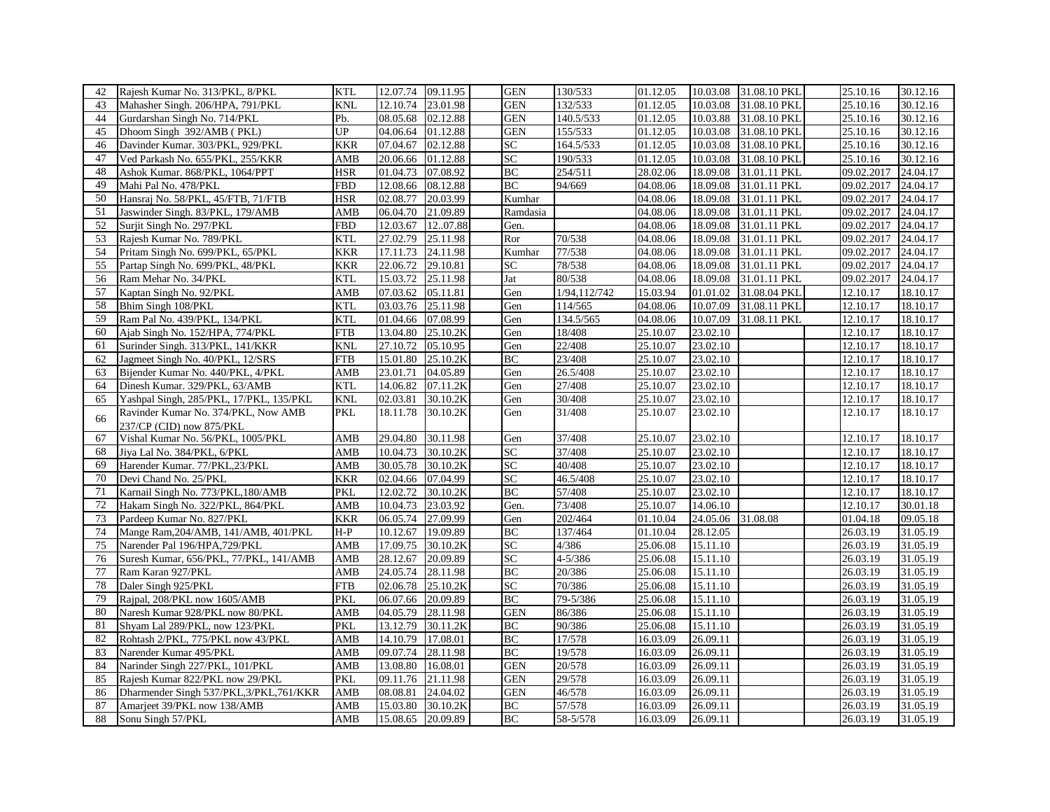| | | | | | | | | | | | | | |
|---|---|---|---|---|---|---|---|---|---|---|---|---|---|
| 42 | Rajesh Kumar No. 313/PKL, 8/PKL | KTL | 12.07.74 | 09.11.95 | | GEN | 130/533 | 01.12.05 | 10.03.08 | 31.08.10 PKL | | 25.10.16 | 30.12.16 |
| 43 | Mahasher Singh. 206/HPA, 791/PKL | KNL | 12.10.74 | 23.01.98 | | GEN | 132/533 | 01.12.05 | 10.03.08 | 31.08.10 PKL | | 25.10.16 | 30.12.16 |
| 44 | Gurdarshan Singh No. 714/PKL | Pb. | 08.05.68 | 02.12.88 | | GEN | 140.5/533 | 01.12.05 | 10.03.88 | 31.08.10 PKL | | 25.10.16 | 30.12.16 |
| 45 | Dhoom Singh 392/AMB ( PKL) | UP | 04.06.64 | 01.12.88 | | GEN | 155/533 | 01.12.05 | 10.03.08 | 31.08.10 PKL | | 25.10.16 | 30.12.16 |
| 46 | Davinder Kumar. 303/PKL, 929/PKL | KKR | 07.04.67 | 02.12.88 | | SC | 164.5/533 | 01.12.05 | 10.03.08 | 31.08.10 PKL | | 25.10.16 | 30.12.16 |
| 47 | Ved Parkash No. 655/PKL, 255/KKR | AMB | 20.06.66 | 01.12.88 | | SC | 190/533 | 01.12.05 | 10.03.08 | 31.08.10 PKL | | 25.10.16 | 30.12.16 |
| 48 | Ashok Kumar. 868/PKL, 1064/PPT | HSR | 01.04.73 | 07.08.92 | | BC | 254/511 | 28.02.06 | 18.09.08 | 31.01.11 PKL | | 09.02.2017 | 24.04.17 |
| 49 | Mahi Pal No. 478/PKL | FBD | 12.08.66 | 08.12.88 | | BC | 94/669 | 04.08.06 | 18.09.08 | 31.01.11 PKL | | 09.02.2017 | 24.04.17 |
| 50 | Hansraj No. 58/PKL, 45/FTB, 71/FTB | HSR | 02.08.77 | 20.03.99 | | Kumhar | | 04.08.06 | 18.09.08 | 31.01.11 PKL | | 09.02.2017 | 24.04.17 |
| 51 | Jaswinder Singh. 83/PKL, 179/AMB | AMB | 06.04.70 | 21.09.89 | | Ramdasia | | 04.08.06 | 18.09.08 | 31.01.11 PKL | | 09.02.2017 | 24.04.17 |
| 52 | Surjit Singh No. 297/PKL | FBD | 12.03.67 | 12..07.88 | | Gen. | | 04.08.06 | 18.09.08 | 31.01.11 PKL | | 09.02.2017 | 24.04.17 |
| 53 | Rajesh Kumar No. 789/PKL | KTL | 27.02.79 | 25.11.98 | | Ror | 70/538 | 04.08.06 | 18.09.08 | 31.01.11 PKL | | 09.02.2017 | 24.04.17 |
| 54 | Pritam Singh No. 699/PKL, 65/PKL | KKR | 17.11.73 | 24.11.98 | | Kumhar | 77/538 | 04.08.06 | 18.09.08 | 31.01.11 PKL | | 09.02.2017 | 24.04.17 |
| 55 | Partap Singh No. 699/PKL, 48/PKL | KKR | 22.06.72 | 29.10.81 | | SC | 78/538 | 04.08.06 | 18.09.08 | 31.01.11 PKL | | 09.02.2017 | 24.04.17 |
| 56 | Ram Mehar No. 34/PKL | KTL | 15.03.72 | 25.11.98 | | Jat | 80/538 | 04.08.06 | 18.09.08 | 31.01.11 PKL | | 09.02.2017 | 24.04.17 |
| 57 | Kaptan Singh No. 92/PKL | AMB | 07.03.62 | 05.11.81 | | Gen | 1/94,112/742 | 15.03.94 | 01.01.02 | 31.08.04 PKL | | 12.10.17 | 18.10.17 |
| 58 | Bhim Singh 108/PKL | KTL | 03.03.76 | 25.11.98 | | Gen | 114/565 | 04.08.06 | 10.07.09 | 31.08.11 PKL | | 12.10.17 | 18.10.17 |
| 59 | Ram Pal No. 439/PKL, 134/PKL | KTL | 01.04.66 | 07.08.99 | | Gen | 134.5/565 | 04.08.06 | 10.07.09 | 31.08.11 PKL | | 12.10.17 | 18.10.17 |
| 60 | Ajab Singh No. 152/HPA, 774/PKL | FTB | 13.04.80 | 25.10.2K | | Gen | 18/408 | 25.10.07 | 23.02.10 | | | 12.10.17 | 18.10.17 |
| 61 | Surinder Singh. 313/PKL, 141/KKR | KNL | 27.10.72 | 05.10.95 | | Gen | 22/408 | 25.10.07 | 23.02.10 | | | 12.10.17 | 18.10.17 |
| 62 | Jagmeet Singh No. 40/PKL, 12/SRS | FTB | 15.01.80 | 25.10.2K | | BC | 23/408 | 25.10.07 | 23.02.10 | | | 12.10.17 | 18.10.17 |
| 63 | Bijender Kumar No. 440/PKL, 4/PKL | AMB | 23.01.71 | 04.05.89 | | Gen | 26.5/408 | 25.10.07 | 23.02.10 | | | 12.10.17 | 18.10.17 |
| 64 | Dinesh Kumar. 329/PKL, 63/AMB | KTL | 14.06.82 | 07.11.2K | | Gen | 27/408 | 25.10.07 | 23.02.10 | | | 12.10.17 | 18.10.17 |
| 65 | Yashpal Singh, 285/PKL, 17/PKL, 135/PKL | KNL | 02.03.81 | 30.10.2K | | Gen | 30/408 | 25.10.07 | 23.02.10 | | | 12.10.17 | 18.10.17 |
| 66 | Ravinder Kumar No. 374/PKL, Now AMB 237/CP (CID) now 875/PKL | PKL | 18.11.78 | 30.10.2K | | Gen | 31/408 | 25.10.07 | 23.02.10 | | | 12.10.17 | 18.10.17 |
| 67 | Vishal Kumar No. 56/PKL, 1005/PKL | AMB | 29.04.80 | 30.11.98 | | Gen | 37/408 | 25.10.07 | 23.02.10 | | | 12.10.17 | 18.10.17 |
| 68 | Jiya Lal No. 384/PKL, 6/PKL | AMB | 10.04.73 | 30.10.2K | | SC | 37/408 | 25.10.07 | 23.02.10 | | | 12.10.17 | 18.10.17 |
| 69 | Harender Kumar. 77/PKL,23/PKL | AMB | 30.05.78 | 30.10.2K | | SC | 40/408 | 25.10.07 | 23.02.10 | | | 12.10.17 | 18.10.17 |
| 70 | Devi Chand No. 25/PKL | KKR | 02.04.66 | 07.04.99 | | SC | 46.5/408 | 25.10.07 | 23.02.10 | | | 12.10.17 | 18.10.17 |
| 71 | Karnail Singh No. 773/PKL,180/AMB | PKL | 12.02.72 | 30.10.2K | | BC | 57/408 | 25.10.07 | 23.02.10 | | | 12.10.17 | 18.10.17 |
| 72 | Hakam Singh No. 322/PKL, 864/PKL | AMB | 10.04.73 | 23.03.92 | | Gen. | 73/408 | 25.10.07 | 14.06.10 | | | 12.10.17 | 30.01.18 |
| 73 | Pardeep Kumar No. 827/PKL | KKR | 06.05.74 | 27.09.99 | | Gen | 202/464 | 01.10.04 | 24.05.06 | 31.08.08 | | 01.04.18 | 09.05.18 |
| 74 | Mange Ram,204/AMB, 141/AMB, 401/PKL | H-P | 10.12.67 | 19.09.89 | | BC | 137/464 | 01.10.04 | 28.12.05 | | | 26.03.19 | 31.05.19 |
| 75 | Narender Pal 196/HPA,729/PKL | AMB | 17.09.75 | 30.10.2K | | SC | 4/386 | 25.06.08 | 15.11.10 | | | 26.03.19 | 31.05.19 |
| 76 | Suresh Kumar, 656/PKL, 77/PKL, 141/AMB | AMB | 28.12.67 | 20.09.89 | | SC | 4-5/386 | 25.06.08 | 15.11.10 | | | 26.03.19 | 31.05.19 |
| 77 | Ram Karan 927/PKL | AMB | 24.05.74 | 28.11.98 | | BC | 20/386 | 25.06.08 | 15.11.10 | | | 26.03.19 | 31.05.19 |
| 78 | Daler Singh 925/PKL | FTB | 02.06.78 | 25.10.2K | | SC | 70/386 | 25.06.08 | 15.11.10 | | | 26.03.19 | 31.05.19 |
| 79 | Rajpal, 208/PKL now 1605/AMB | PKL | 06.07.66 | 20.09.89 | | BC | 79-5/386 | 25.06.08 | 15.11.10 | | | 26.03.19 | 31.05.19 |
| 80 | Naresh Kumar 928/PKL now 80/PKL | AMB | 04.05.79 | 28.11.98 | | GEN | 86/386 | 25.06.08 | 15.11.10 | | | 26.03.19 | 31.05.19 |
| 81 | Shyam Lal 289/PKL, now 123/PKL | PKL | 13.12.79 | 30.11.2K | | BC | 90/386 | 25.06.08 | 15.11.10 | | | 26.03.19 | 31.05.19 |
| 82 | Rohtash 2/PKL, 775/PKL now 43/PKL | AMB | 14.10.79 | 17.08.01 | | BC | 17/578 | 16.03.09 | 26.09.11 | | | 26.03.19 | 31.05.19 |
| 83 | Narender Kumar 495/PKL | AMB | 09.07.74 | 28.11.98 | | BC | 19/578 | 16.03.09 | 26.09.11 | | | 26.03.19 | 31.05.19 |
| 84 | Narinder Singh 227/PKL, 101/PKL | AMB | 13.08.80 | 16.08.01 | | GEN | 20/578 | 16.03.09 | 26.09.11 | | | 26.03.19 | 31.05.19 |
| 85 | Rajesh Kumar 822/PKL now 29/PKL | PKL | 09.11.76 | 21.11.98 | | GEN | 29/578 | 16.03.09 | 26.09.11 | | | 26.03.19 | 31.05.19 |
| 86 | Dharmender Singh 537/PKL,3/PKL,761/KKR | AMB | 08.08.81 | 24.04.02 | | GEN | 46/578 | 16.03.09 | 26.09.11 | | | 26.03.19 | 31.05.19 |
| 87 | Amarjeet 39/PKL now 138/AMB | AMB | 15.03.80 | 30.10.2K | | BC | 57/578 | 16.03.09 | 26.09.11 | | | 26.03.19 | 31.05.19 |
| 88 | Sonu Singh 57/PKL | AMB | 15.08.65 | 20.09.89 | | BC | 58-5/578 | 16.03.09 | 26.09.11 | | | 26.03.19 | 31.05.19 |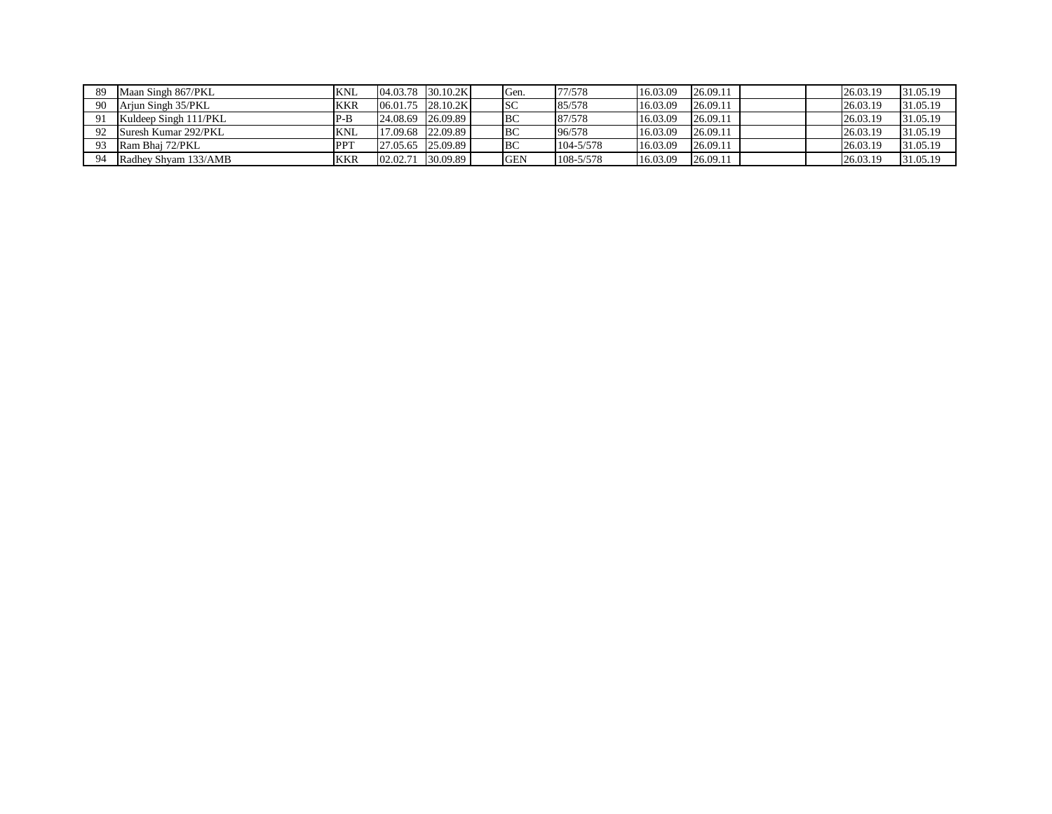| | | | | | | | | | | | | | |
|---|---|---|---|---|---|---|---|---|---|---|---|---|---|
| 89 | Maan Singh 867/PKL | KNL | 04.03.78 | 30.10.2K | | Gen. | 77/578 | 16.03.09 | 26.09.11 | | | 26.03.19 | 31.05.19 |
| 90 | Arjun Singh 35/PKL | KKR | 06.01.75 | 28.10.2K | | SC | 85/578 | 16.03.09 | 26.09.11 | | | 26.03.19 | 31.05.19 |
| 91 | Kuldeep Singh 111/PKL | P-B | 24.08.69 | 26.09.89 | | BC | 87/578 | 16.03.09 | 26.09.11 | | | 26.03.19 | 31.05.19 |
| 92 | Suresh Kumar 292/PKL | KNL | 17.09.68 | 22.09.89 | | BC | 96/578 | 16.03.09 | 26.09.11 | | | 26.03.19 | 31.05.19 |
| 93 | Ram Bhaj 72/PKL | PPT | 27.05.65 | 25.09.89 | | BC | 104-5/578 | 16.03.09 | 26.09.11 | | | 26.03.19 | 31.05.19 |
| 94 | Radhey Shyam 133/AMB | KKR | 02.02.71 | 30.09.89 | | GEN | 108-5/578 | 16.03.09 | 26.09.11 | | | 26.03.19 | 31.05.19 |